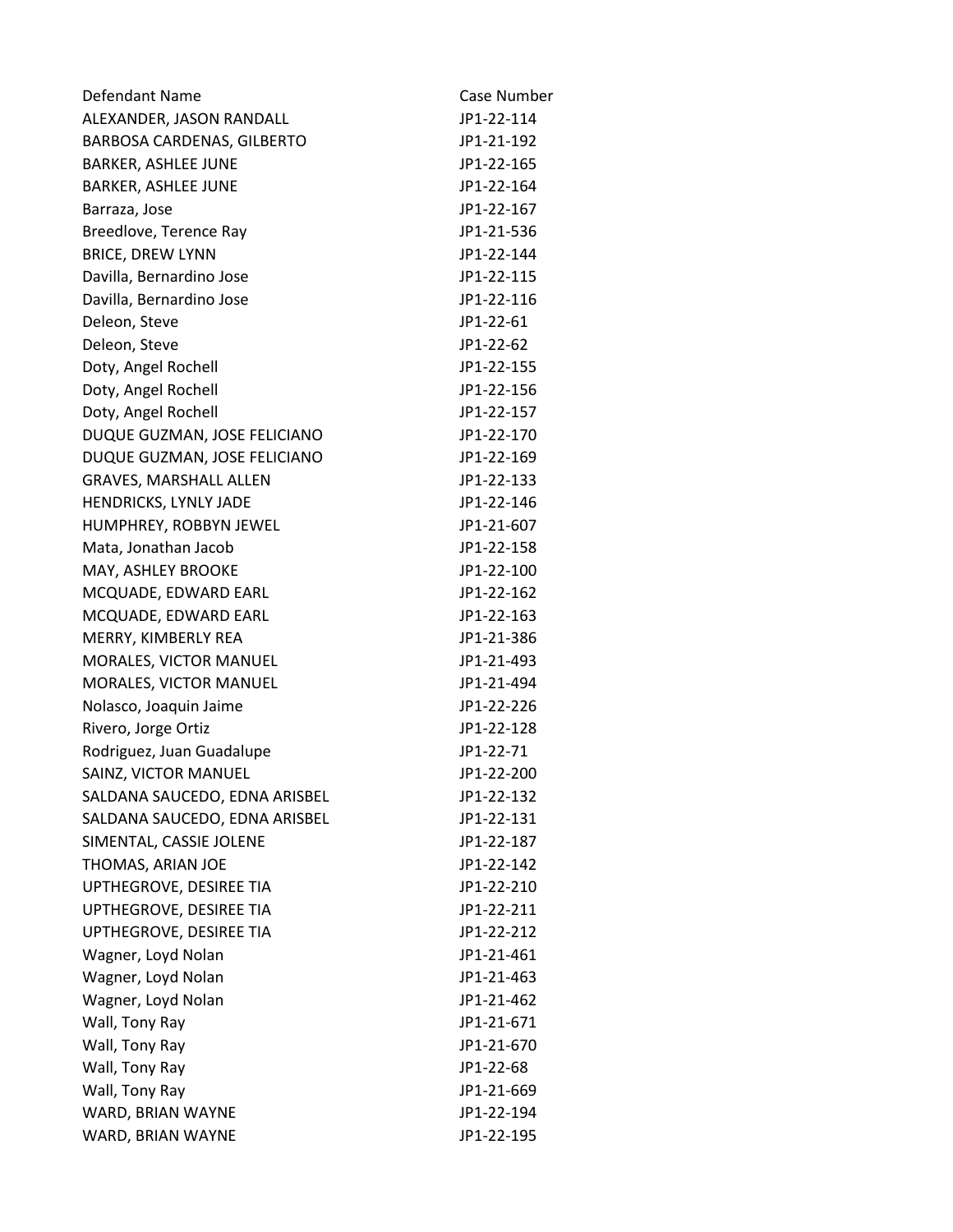| Defendant Name | Case Number |
| --- | --- |
| ALEXANDER, JASON RANDALL | JP1-22-114 |
| BARBOSA CARDENAS, GILBERTO | JP1-21-192 |
| BARKER, ASHLEE JUNE | JP1-22-165 |
| BARKER, ASHLEE JUNE | JP1-22-164 |
| Barraza, Jose | JP1-22-167 |
| Breedlove, Terence Ray | JP1-21-536 |
| BRICE, DREW LYNN | JP1-22-144 |
| Davilla, Bernardino Jose | JP1-22-115 |
| Davilla, Bernardino Jose | JP1-22-116 |
| Deleon, Steve | JP1-22-61 |
| Deleon, Steve | JP1-22-62 |
| Doty, Angel Rochell | JP1-22-155 |
| Doty, Angel Rochell | JP1-22-156 |
| Doty, Angel Rochell | JP1-22-157 |
| DUQUE GUZMAN, JOSE FELICIANO | JP1-22-170 |
| DUQUE GUZMAN, JOSE FELICIANO | JP1-22-169 |
| GRAVES, MARSHALL ALLEN | JP1-22-133 |
| HENDRICKS, LYNLY JADE | JP1-22-146 |
| HUMPHREY, ROBBYN JEWEL | JP1-21-607 |
| Mata, Jonathan Jacob | JP1-22-158 |
| MAY, ASHLEY BROOKE | JP1-22-100 |
| MCQUADE, EDWARD EARL | JP1-22-162 |
| MCQUADE, EDWARD EARL | JP1-22-163 |
| MERRY, KIMBERLY REA | JP1-21-386 |
| MORALES, VICTOR MANUEL | JP1-21-493 |
| MORALES, VICTOR MANUEL | JP1-21-494 |
| Nolasco, Joaquin Jaime | JP1-22-226 |
| Rivero, Jorge Ortiz | JP1-22-128 |
| Rodriguez, Juan Guadalupe | JP1-22-71 |
| SAINZ, VICTOR MANUEL | JP1-22-200 |
| SALDANA SAUCEDO, EDNA ARISBEL | JP1-22-132 |
| SALDANA SAUCEDO, EDNA ARISBEL | JP1-22-131 |
| SIMENTAL, CASSIE JOLENE | JP1-22-187 |
| THOMAS, ARIAN JOE | JP1-22-142 |
| UPTHEGROVE, DESIREE TIA | JP1-22-210 |
| UPTHEGROVE, DESIREE TIA | JP1-22-211 |
| UPTHEGROVE, DESIREE TIA | JP1-22-212 |
| Wagner, Loyd Nolan | JP1-21-461 |
| Wagner, Loyd Nolan | JP1-21-463 |
| Wagner, Loyd Nolan | JP1-21-462 |
| Wall, Tony Ray | JP1-21-671 |
| Wall, Tony Ray | JP1-21-670 |
| Wall, Tony Ray | JP1-22-68 |
| Wall, Tony Ray | JP1-21-669 |
| WARD, BRIAN WAYNE | JP1-22-194 |
| WARD, BRIAN WAYNE | JP1-22-195 |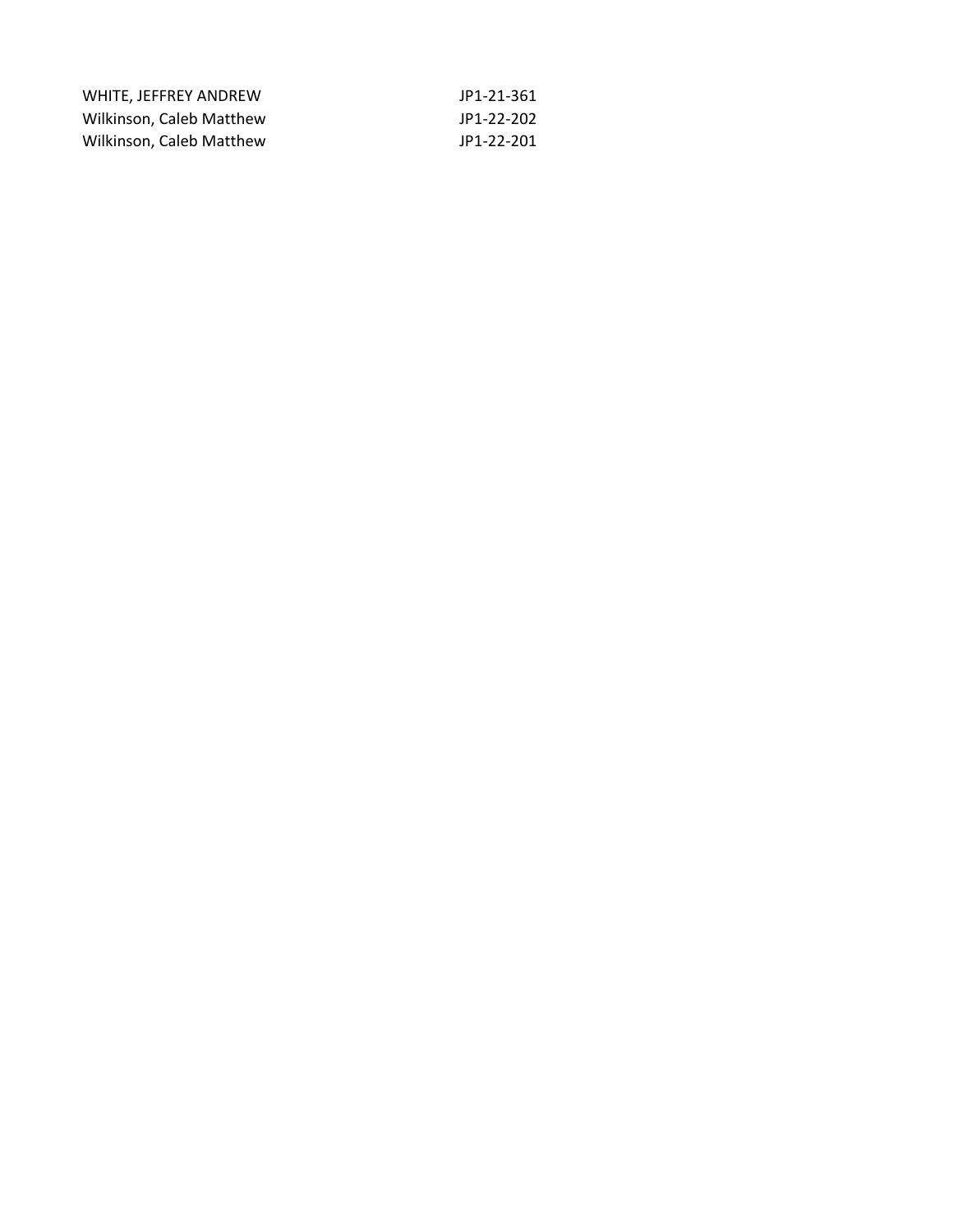| | |
|---|---|
| WHITE, JEFFREY ANDREW | JP1-21-361 |
| Wilkinson, Caleb Matthew | JP1-22-202 |
| Wilkinson, Caleb Matthew | JP1-22-201 |